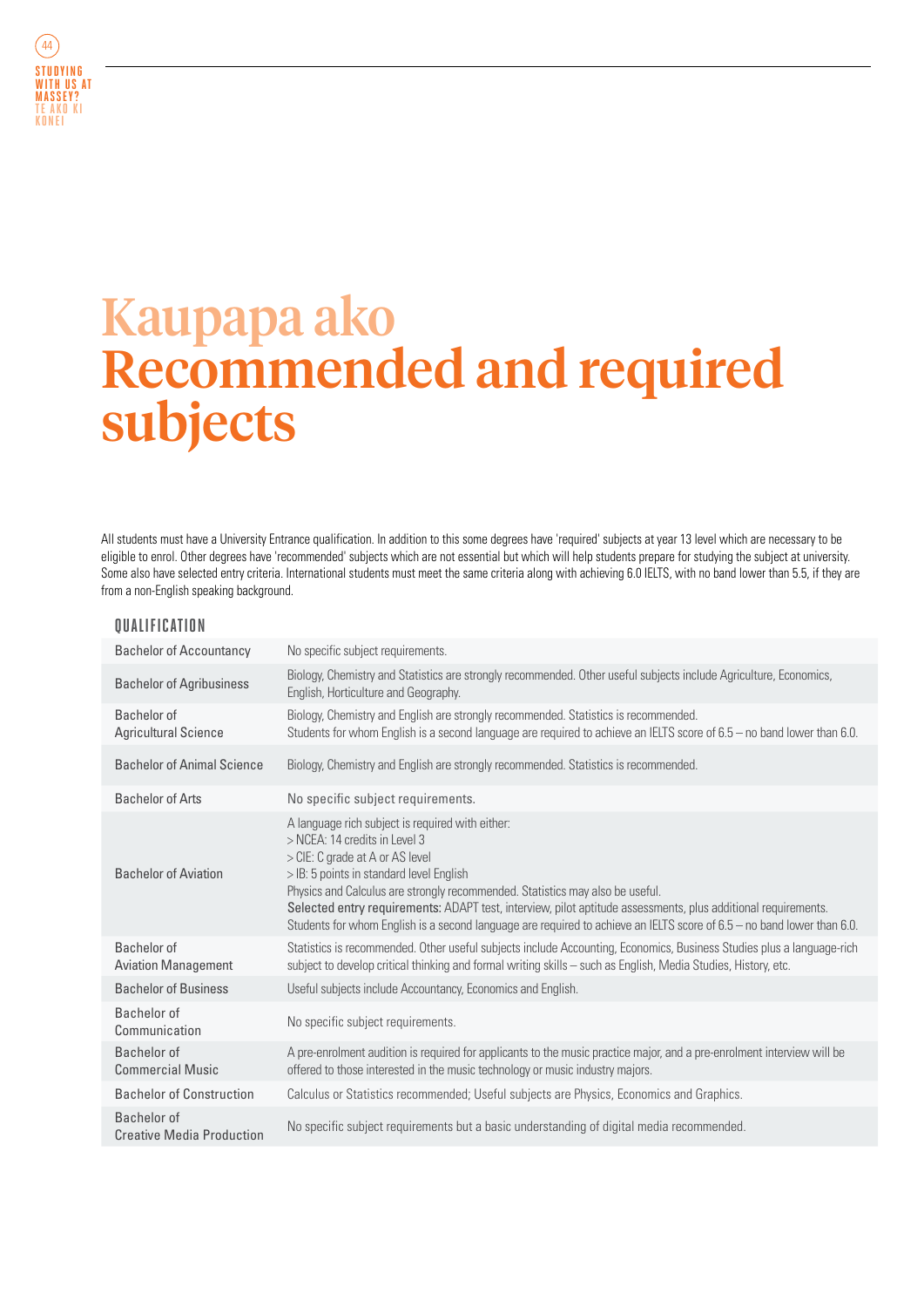# Kaupapa ako
# Recommended and required subjects

All students must have a University Entrance qualification. In addition to this some degrees have 'required' subjects at year 13 level which are necessary to be eligible to enrol. Other degrees have 'recommended' subjects which are not essential but which will help students prepare for studying the subject at university. Some also have selected entry criteria. International students must meet the same criteria along with achieving 6.0 IELTS, with no band lower than 5.5, if they are from a non-English speaking background.

| QUALIFICATION | |
|---|---|
| Bachelor of Accountancy | No specific subject requirements. |
| Bachelor of Agribusiness | Biology, Chemistry and Statistics are strongly recommended. Other useful subjects include Agriculture, Economics, English, Horticulture and Geography. |
| Bachelor of Agricultural Science | Biology, Chemistry and English are strongly recommended. Statistics is recommended.<br>Students for whom English is a second language are required to achieve an IELTS score of 6.5 – no band lower than 6.0. |
| Bachelor of Animal Science | Biology, Chemistry and English are strongly recommended. Statistics is recommended. |
| Bachelor of Arts | No specific subject requirements. |
| Bachelor of Aviation | A language rich subject is required with either:<br>> NCEA: 14 credits in Level 3<br>> CIE: C grade at A or AS level<br>> IB: 5 points in standard level English<br>Physics and Calculus are strongly recommended. Statistics may also be useful.<br>**Selected entry requirements:** ADAPT test, interview, pilot aptitude assessments, plus additional requirements.<br>Students for whom English is a second language are required to achieve an IELTS score of 6.5 – no band lower than 6.0. |
| Bachelor of Aviation Management | Statistics is recommended. Other useful subjects include Accounting, Economics, Business Studies plus a language-rich subject to develop critical thinking and formal writing skills – such as English, Media Studies, History, etc. |
| Bachelor of Business | Useful subjects include Accountancy, Economics and English. |
| Bachelor of Communication | No specific subject requirements. |
| Bachelor of Commercial Music | A pre-enrolment audition is required for applicants to the music practice major, and a pre-enrolment interview will be offered to those interested in the music technology or music industry majors. |
| Bachelor of Construction | Calculus or Statistics recommended; Useful subjects are Physics, Economics and Graphics. |
| Bachelor of Creative Media Production | No specific subject requirements but a basic understanding of digital media recommended. |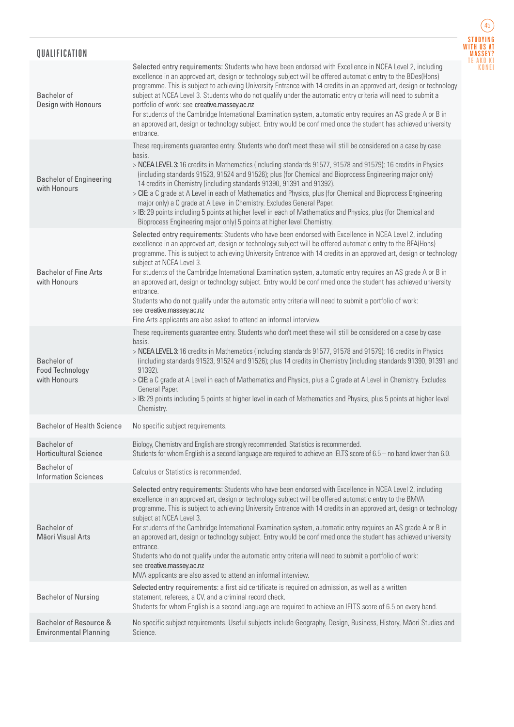| QUALIFICATION | |
|---|---|
| Bachelor of Design with Honours | **Selected entry requirements:** Students who have been endorsed with Excellence in NCEA Level 2, including excellence in an approved art, design or technology subject will be offered automatic entry to the BDes(Hons) programme. This is subject to achieving University Entrance with 14 credits in an approved art, design or technology subject at NCEA Level 3. Students who do not qualify under the automatic entry criteria will need to submit a portfolio of work: see **creative.massey.ac.nz**<br>For students of the Cambridge International Examination system, automatic entry requires an AS grade A or B in an approved art, design or technology subject. Entry would be confirmed once the student has achieved university entrance. |
| Bachelor of Engineering with Honours | These requirements guarantee entry. Students who don't meet these will still be considered on a case by case basis.<br>> **NCEA LEVEL 3:** 16 credits in Mathematics (including standards 91577, 91578 and 91579); 16 credits in Physics (including standards 91523, 91524 and 91526); plus (for Chemical and Bioprocess Engineering major only) 14 credits in Chemistry (including standards 91390, 91391 and 91392).<br>> **CIE:** a C grade at A Level in each of Mathematics and Physics, plus (for Chemical and Bioprocess Engineering major only) a C grade at A Level in Chemistry. Excludes General Paper.<br>> **IB:** 29 points including 5 points at higher level in each of Mathematics and Physics, plus (for Chemical and Bioprocess Engineering major only) 5 points at higher level Chemistry. |
| Bachelor of Fine Arts with Honours | **Selected entry requirements:** Students who have been endorsed with Excellence in NCEA Level 2, including excellence in an approved art, design or technology subject will be offered automatic entry to the BFA(Hons) programme. This is subject to achieving University Entrance with 14 credits in an approved art, design or technology subject at NCEA Level 3.<br>For students of the Cambridge International Examination system, automatic entry requires an AS grade A or B in an approved art, design or technology subject. Entry would be confirmed once the student has achieved university entrance.<br>Students who do not qualify under the automatic entry criteria will need to submit a portfolio of work: see **creative.massey.ac.nz**<br>Fine Arts applicants are also asked to attend an informal interview. |
| Bachelor of Food Technology with Honours | These requirements guarantee entry. Students who don't meet these will still be considered on a case by case basis.<br>> **NCEA LEVEL 3:** 16 credits in Mathematics (including standards 91577, 91578 and 91579); 16 credits in Physics (including standards 91523, 91524 and 91526); plus 14 credits in Chemistry (including standards 91390, 91391 and 91392).<br>> **CIE:** a C grade at A Level in each of Mathematics and Physics, plus a C grade at A Level in Chemistry. Excludes General Paper.<br>> **IB:** 29 points including 5 points at higher level in each of Mathematics and Physics, plus 5 points at higher level Chemistry. |
| Bachelor of Health Science | No specific subject requirements. |
| Bachelor of Horticultural Science | Biology, Chemistry and English are strongly recommended. Statistics is recommended.<br>Students for whom English is a second language are required to achieve an IELTS score of 6.5 – no band lower than 6.0. |
| Bachelor of Information Sciences | Calculus or Statistics is recommended. |
| Bachelor of Māori Visual Arts | **Selected entry requirements:** Students who have been endorsed with Excellence in NCEA Level 2, including excellence in an approved art, design or technology subject will be offered automatic entry to the BMVA programme. This is subject to achieving University Entrance with 14 credits in an approved art, design or technology subject at NCEA Level 3.<br>For students of the Cambridge International Examination system, automatic entry requires an AS grade A or B in an approved art, design or technology subject. Entry would be confirmed once the student has achieved university entrance.<br>Students who do not qualify under the automatic entry criteria will need to submit a portfolio of work: see **creative.massey.ac.nz**<br>MVA applicants are also asked to attend an informal interview. |
| Bachelor of Nursing | **Selected entry requirements:** a first aid certificate is required on admission, as well as a written statement, referees, a CV, and a criminal record check.<br>Students for whom English is a second language are required to achieve an IELTS score of 6.5 on every band. |
| Bachelor of Resource & Environmental Planning | No specific subject requirements. Useful subjects include Geography, Design, Business, History, Māori Studies and Science. |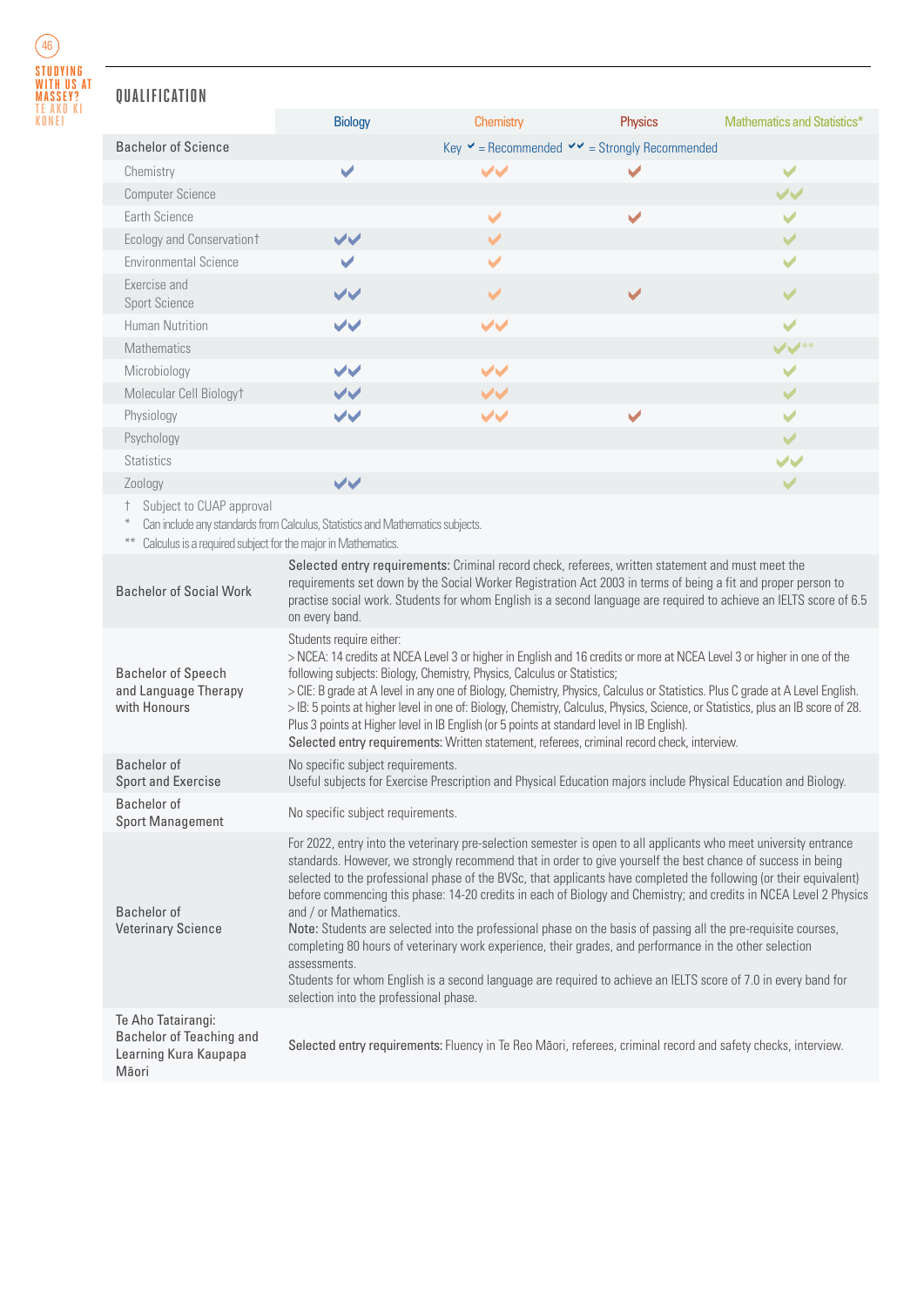## QUALIFICATION

| | Biology | Chemistry | Physics | Mathematics and Statistics* |
|---|---|---|---|---|
| **Bachelor of Science** | Key ✔ = Recommended ✔✔ = Strongly Recommended | | | |
| Chemistry | ✔ | ✔✔ | ✔ | ✔ |
| Computer Science | | | | ✔✔ |
| Earth Science | | ✔ | ✔ | ✔ |
| Ecology and Conservation† | ✔✔ | ✔ | | ✔ |
| Environmental Science | ✔ | ✔ | | ✔ |
| Exercise and Sport Science | ✔✔ | ✔ | ✔ | ✔ |
| Human Nutrition | ✔✔ | ✔✔ | | ✔ |
| Mathematics | | | | ✔✔** |
| Microbiology | ✔✔ | ✔✔ | | ✔ |
| Molecular Cell Biology† | ✔✔ | ✔✔ | | ✔ |
| Physiology | ✔✔ | ✔✔ | ✔ | ✔ |
| Psychology | | | | ✔ |
| Statistics | | | | ✔✔ |
| Zoology | ✔✔ | | | ✔ |

† Subject to CUAP approval

\* Can include any standards from Calculus, Statistics and Mathematics subjects.

\*\* Calculus is a required subject for the major in Mathematics.

| | |
|---|---|
| **Bachelor of Social Work** | **Selected entry requirements:** Criminal record check, referees, written statement and must meet the requirements set down by the Social Worker Registration Act 2003 in terms of being a fit and proper person to practise social work. Students for whom English is a second language are required to achieve an IELTS score of 6.5 on every band. |
| **Bachelor of Speech and Language Therapy with Honours** | Students require either:<br>> NCEA: 14 credits at NCEA Level 3 or higher in English and 16 credits or more at NCEA Level 3 or higher in one of the following subjects: Biology, Chemistry, Physics, Calculus or Statistics;<br>> CIE: B grade at A level in any one of Biology, Chemistry, Physics, Calculus or Statistics. Plus C grade at A Level English.<br>> IB: 5 points at higher level in one of: Biology, Chemistry, Calculus, Physics, Science, or Statistics, plus an IB score of 28. Plus 3 points at Higher level in IB English (or 5 points at standard level in IB English).<br>**Selected entry requirements:** Written statement, referees, criminal record check, interview. |
| **Bachelor of Sport and Exercise** | No specific subject requirements.<br>Useful subjects for Exercise Prescription and Physical Education majors include Physical Education and Biology. |
| **Bachelor of Sport Management** | No specific subject requirements. |
| **Bachelor of Veterinary Science** | For 2022, entry into the veterinary pre-selection semester is open to all applicants who meet university entrance standards. However, we strongly recommend that in order to give yourself the best chance of success in being selected to the professional phase of the BVSc, that applicants have completed the following (or their equivalent) before commencing this phase: 14-20 credits in each of Biology and Chemistry; and credits in NCEA Level 2 Physics and / or Mathematics.<br>**Note:** Students are selected into the professional phase on the basis of passing all the pre-requisite courses, completing 80 hours of veterinary work experience, their grades, and performance in the other selection assessments.<br>Students for whom English is a second language are required to achieve an IELTS score of 7.0 in every band for selection into the professional phase. |
| **Te Aho Tatairangi: Bachelor of Teaching and Learning Kura Kaupapa Māori** | **Selected entry requirements:** Fluency in Te Reo Māori, referees, criminal record and safety checks, interview. |